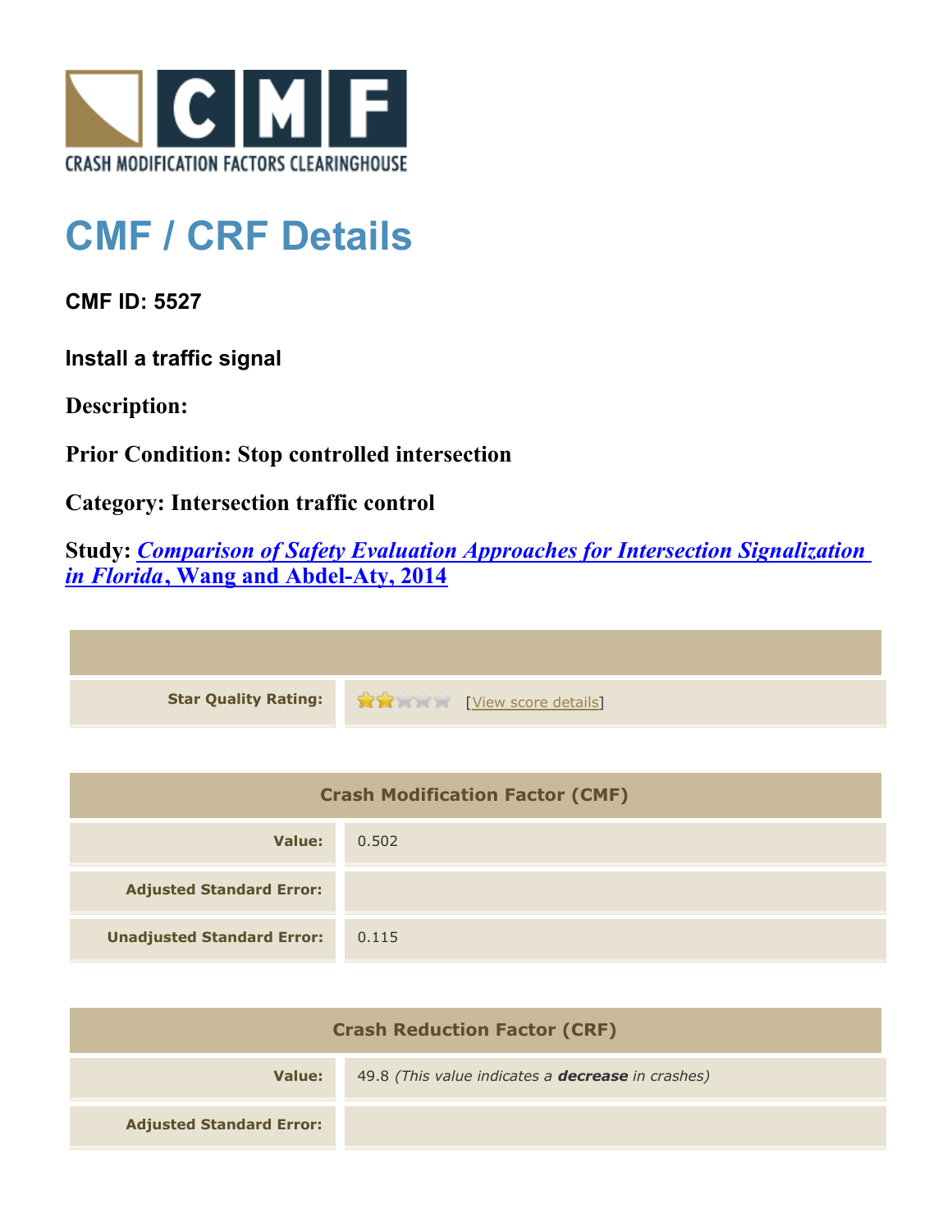CRASH MODIFICATION FACTORS CLEARINGHOUSE

# CMF / CRF Details

## CMF ID: 5527

### Install a traffic signal

**Description:**

**Prior Condition: Stop controlled intersection**

**Category: Intersection traffic control**

**Study: *Comparison of Safety Evaluation Approaches for Intersection Signalization in Florida*, Wang and Abdel-Aty, 2014**

| | |
|---|---|
| **Star Quality Rating:** | 2 of 5 stars [View score details] |

| Crash Modification Factor (CMF) | |
|---|---|
| **Value:** | 0.502 |
| **Adjusted Standard Error:** | |
| **Unadjusted Standard Error:** | 0.115 |

| Crash Reduction Factor (CRF) | |
|---|---|
| **Value:** | 49.8 *(This value indicates a **decrease** in crashes)* |
| **Adjusted Standard Error:** | |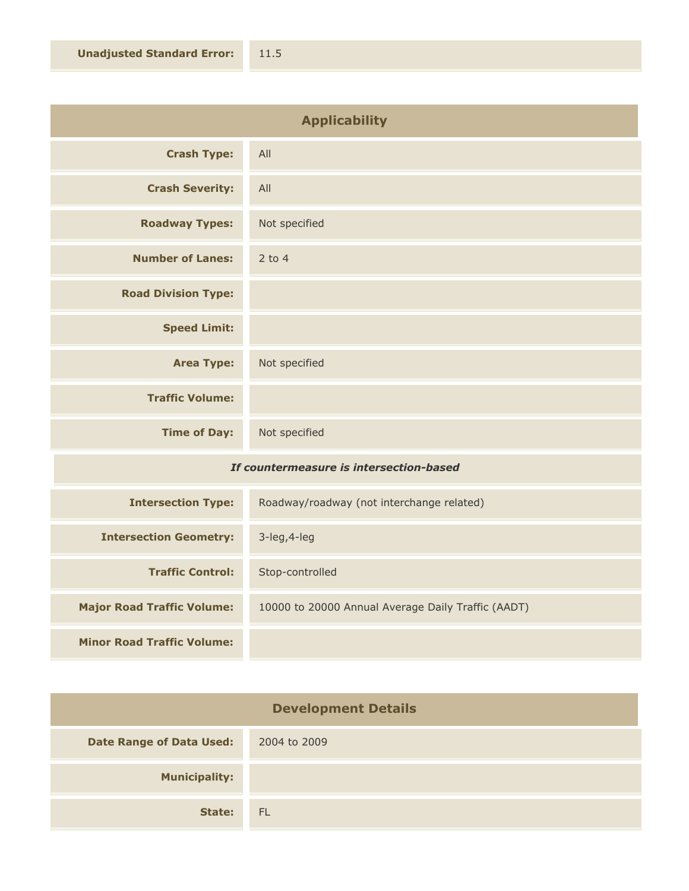| | |
|---|---|
| **Unadjusted Standard Error:** | 11.5 |

## Applicability

| | |
|---|---|
| **Crash Type:** | All |
| **Crash Severity:** | All |
| **Roadway Types:** | Not specified |
| **Number of Lanes:** | 2 to 4 |
| **Road Division Type:** | |
| **Speed Limit:** | |
| **Area Type:** | Not specified |
| **Traffic Volume:** | |
| **Time of Day:** | Not specified |

***If countermeasure is intersection-based***

| | |
|---|---|
| **Intersection Type:** | Roadway/roadway (not interchange related) |
| **Intersection Geometry:** | 3-leg,4-leg |
| **Traffic Control:** | Stop-controlled |
| **Major Road Traffic Volume:** | 10000 to 20000 Annual Average Daily Traffic (AADT) |
| **Minor Road Traffic Volume:** | |

## Development Details

| | |
|---|---|
| **Date Range of Data Used:** | 2004 to 2009 |
| **Municipality:** | |
| **State:** | FL |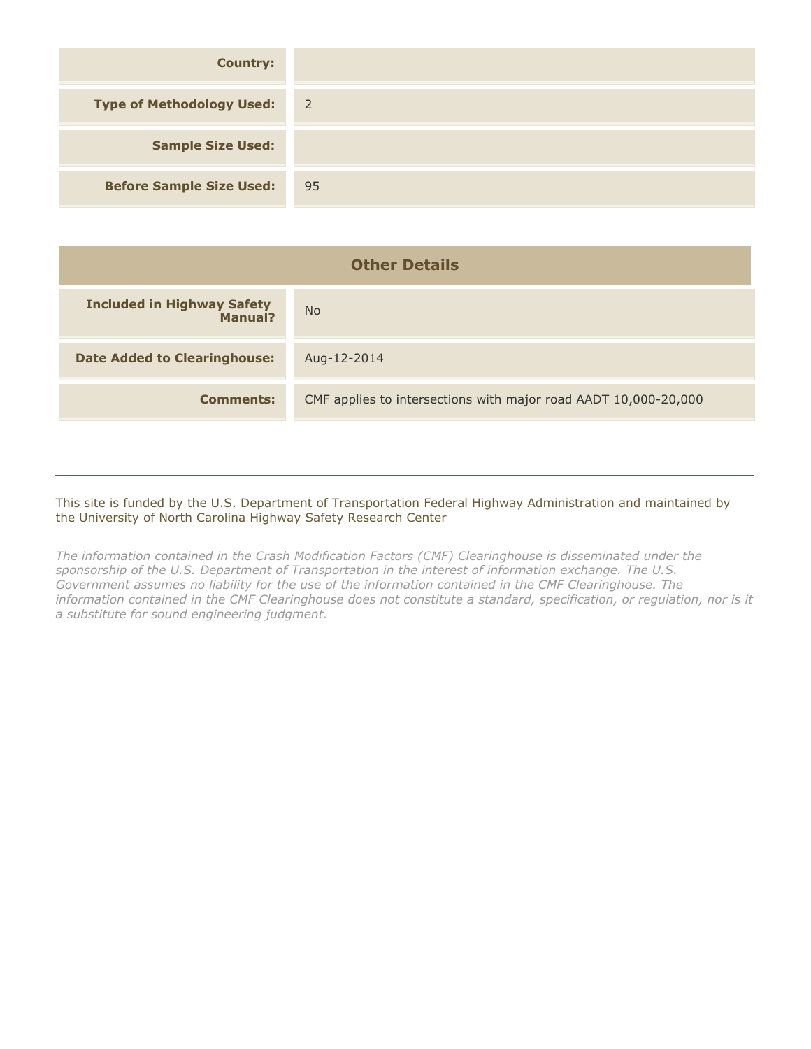| | |
|---|---|
| **Country:** | |
| **Type of Methodology Used:** | 2 |
| **Sample Size Used:** | |
| **Before Sample Size Used:** | 95 |

## Other Details

| | |
|---|---|
| **Included in Highway Safety Manual?** | No |
| **Date Added to Clearinghouse:** | Aug-12-2014 |
| **Comments:** | CMF applies to intersections with major road AADT 10,000-20,000 |

---

This site is funded by the U.S. Department of Transportation Federal Highway Administration and maintained by the University of North Carolina Highway Safety Research Center

*The information contained in the Crash Modification Factors (CMF) Clearinghouse is disseminated under the sponsorship of the U.S. Department of Transportation in the interest of information exchange. The U.S. Government assumes no liability for the use of the information contained in the CMF Clearinghouse. The information contained in the CMF Clearinghouse does not constitute a standard, specification, or regulation, nor is it a substitute for sound engineering judgment.*